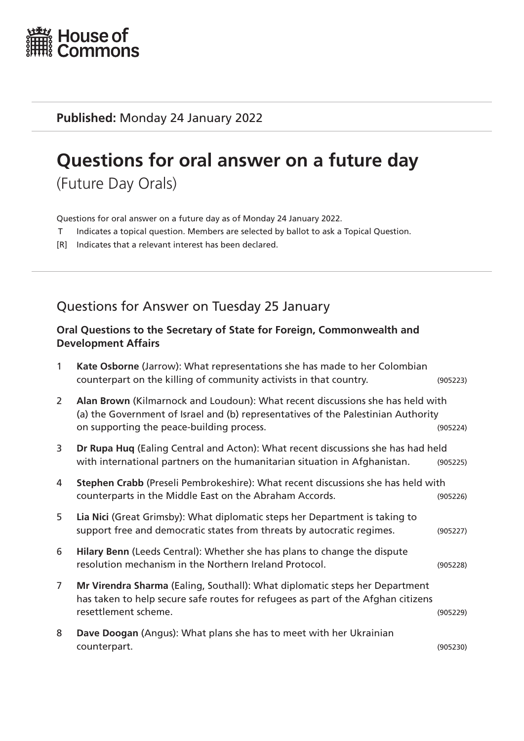House of Commons

**Published:** Monday 24 January 2022

# Questions for oral answer on a future day

(Future Day Orals)

Questions for oral answer on a future day as of Monday 24 January 2022.

T Indicates a topical question. Members are selected by ballot to ask a Topical Question.

[R] Indicates that a relevant interest has been declared.

## Questions for Answer on Tuesday 25 January

### Oral Questions to the Secretary of State for Foreign, Commonwealth and Development Affairs

1. **Kate Osborne** (Jarrow): What representations she has made to her Colombian counterpart on the killing of community activists in that country. (905223)

2. **Alan Brown** (Kilmarnock and Loudoun): What recent discussions she has held with (a) the Government of Israel and (b) representatives of the Palestinian Authority on supporting the peace-building process. (905224)

3. **Dr Rupa Huq** (Ealing Central and Acton): What recent discussions she has had held with international partners on the humanitarian situation in Afghanistan. (905225)

4. **Stephen Crabb** (Preseli Pembrokeshire): What recent discussions she has held with counterparts in the Middle East on the Abraham Accords. (905226)

5. **Lia Nici** (Great Grimsby): What diplomatic steps her Department is taking to support free and democratic states from threats by autocratic regimes. (905227)

6. **Hilary Benn** (Leeds Central): Whether she has plans to change the dispute resolution mechanism in the Northern Ireland Protocol. (905228)

7. **Mr Virendra Sharma** (Ealing, Southall): What diplomatic steps her Department has taken to help secure safe routes for refugees as part of the Afghan citizens resettlement scheme. (905229)

8. **Dave Doogan** (Angus): What plans she has to meet with her Ukrainian counterpart. (905230)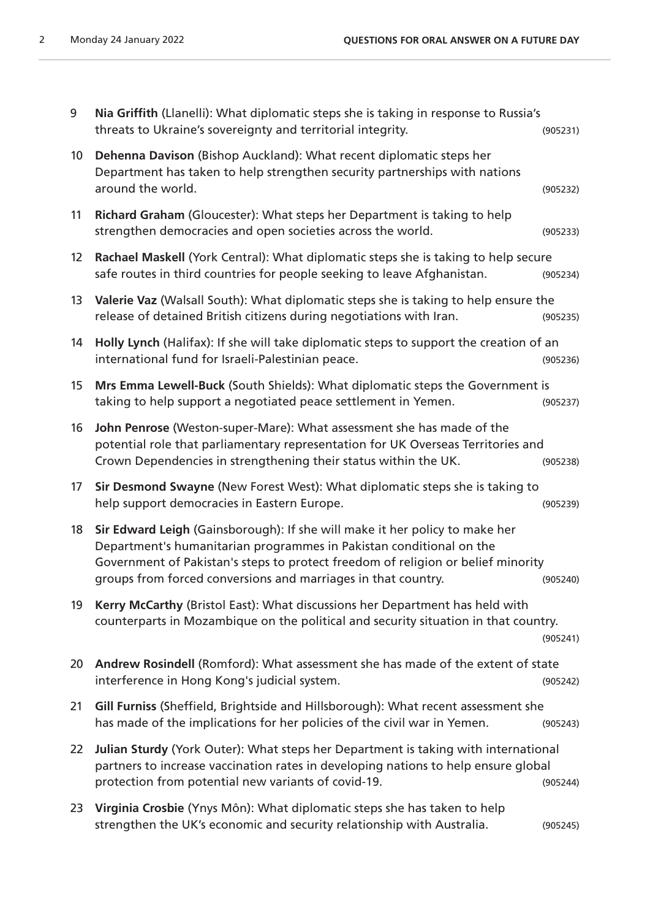9 **Nia Griffith** (Llanelli): What diplomatic steps she is taking in response to Russia's threats to Ukraine's sovereignty and territorial integrity. (905231)

10 **Dehenna Davison** (Bishop Auckland): What recent diplomatic steps her Department has taken to help strengthen security partnerships with nations around the world. (905232)

11 **Richard Graham** (Gloucester): What steps her Department is taking to help strengthen democracies and open societies across the world. (905233)

12 **Rachael Maskell** (York Central): What diplomatic steps she is taking to help secure safe routes in third countries for people seeking to leave Afghanistan. (905234)

13 **Valerie Vaz** (Walsall South): What diplomatic steps she is taking to help ensure the release of detained British citizens during negotiations with Iran. (905235)

14 **Holly Lynch** (Halifax): If she will take diplomatic steps to support the creation of an international fund for Israeli-Palestinian peace. (905236)

15 **Mrs Emma Lewell-Buck** (South Shields): What diplomatic steps the Government is taking to help support a negotiated peace settlement in Yemen. (905237)

16 **John Penrose** (Weston-super-Mare): What assessment she has made of the potential role that parliamentary representation for UK Overseas Territories and Crown Dependencies in strengthening their status within the UK. (905238)

17 **Sir Desmond Swayne** (New Forest West): What diplomatic steps she is taking to help support democracies in Eastern Europe. (905239)

18 **Sir Edward Leigh** (Gainsborough): If she will make it her policy to make her Department's humanitarian programmes in Pakistan conditional on the Government of Pakistan's steps to protect freedom of religion or belief minority groups from forced conversions and marriages in that country. (905240)

19 **Kerry McCarthy** (Bristol East): What discussions her Department has held with counterparts in Mozambique on the political and security situation in that country. (905241)

20 **Andrew Rosindell** (Romford): What assessment she has made of the extent of state interference in Hong Kong's judicial system. (905242)

21 **Gill Furniss** (Sheffield, Brightside and Hillsborough): What recent assessment she has made of the implications for her policies of the civil war in Yemen. (905243)

22 **Julian Sturdy** (York Outer): What steps her Department is taking with international partners to increase vaccination rates in developing nations to help ensure global protection from potential new variants of covid-19. (905244)

23 **Virginia Crosbie** (Ynys Môn): What diplomatic steps she has taken to help strengthen the UK's economic and security relationship with Australia. (905245)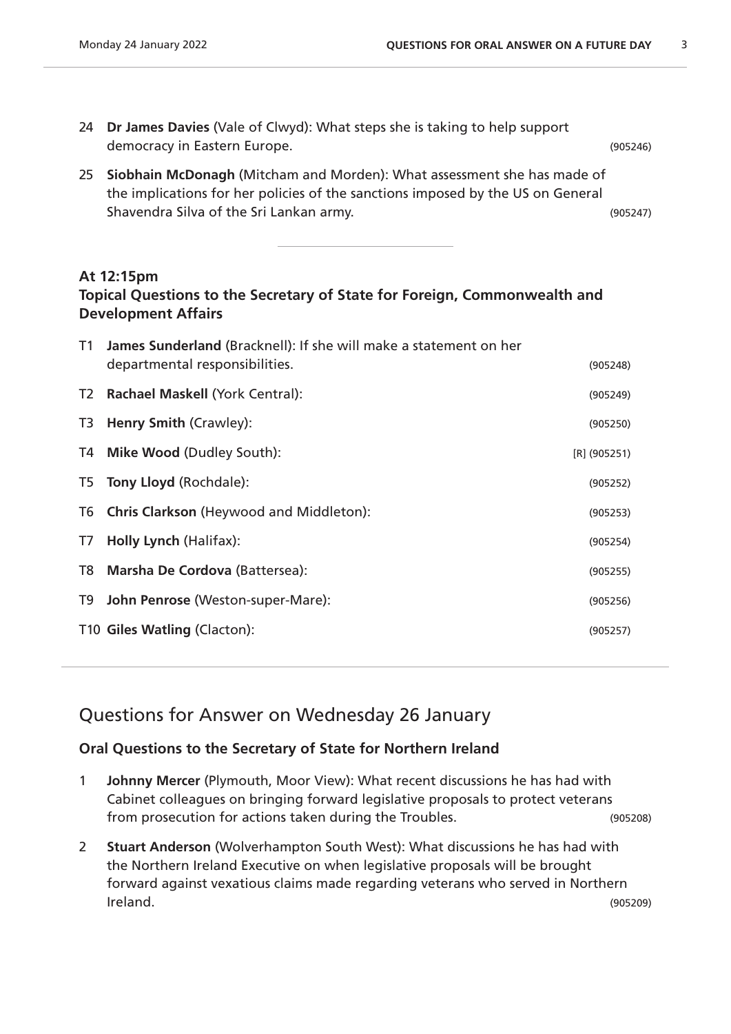24 **Dr James Davies** (Vale of Clwyd): What steps she is taking to help support democracy in Eastern Europe. (905246)

25 **Siobhain McDonagh** (Mitcham and Morden): What assessment she has made of the implications for her policies of the sanctions imposed by the US on General Shavendra Silva of the Sri Lankan army. (905247)

---

### At 12:15pm
### Topical Questions to the Secretary of State for Foreign, Commonwealth and Development Affairs

T1 **James Sunderland** (Bracknell): If she will make a statement on her departmental responsibilities. (905248)

T2 **Rachael Maskell** (York Central): (905249)

T3 **Henry Smith** (Crawley): (905250)

T4 **Mike Wood** (Dudley South): [R] (905251)

T5 **Tony Lloyd** (Rochdale): (905252)

T6 **Chris Clarkson** (Heywood and Middleton): (905253)

T7 **Holly Lynch** (Halifax): (905254)

T8 **Marsha De Cordova** (Battersea): (905255)

T9 **John Penrose** (Weston-super-Mare): (905256)

T10 **Giles Watling** (Clacton): (905257)

---

## Questions for Answer on Wednesday 26 January

### Oral Questions to the Secretary of State for Northern Ireland

1 **Johnny Mercer** (Plymouth, Moor View): What recent discussions he has had with Cabinet colleagues on bringing forward legislative proposals to protect veterans from prosecution for actions taken during the Troubles. (905208)

2 **Stuart Anderson** (Wolverhampton South West): What discussions he has had with the Northern Ireland Executive on when legislative proposals will be brought forward against vexatious claims made regarding veterans who served in Northern Ireland. (905209)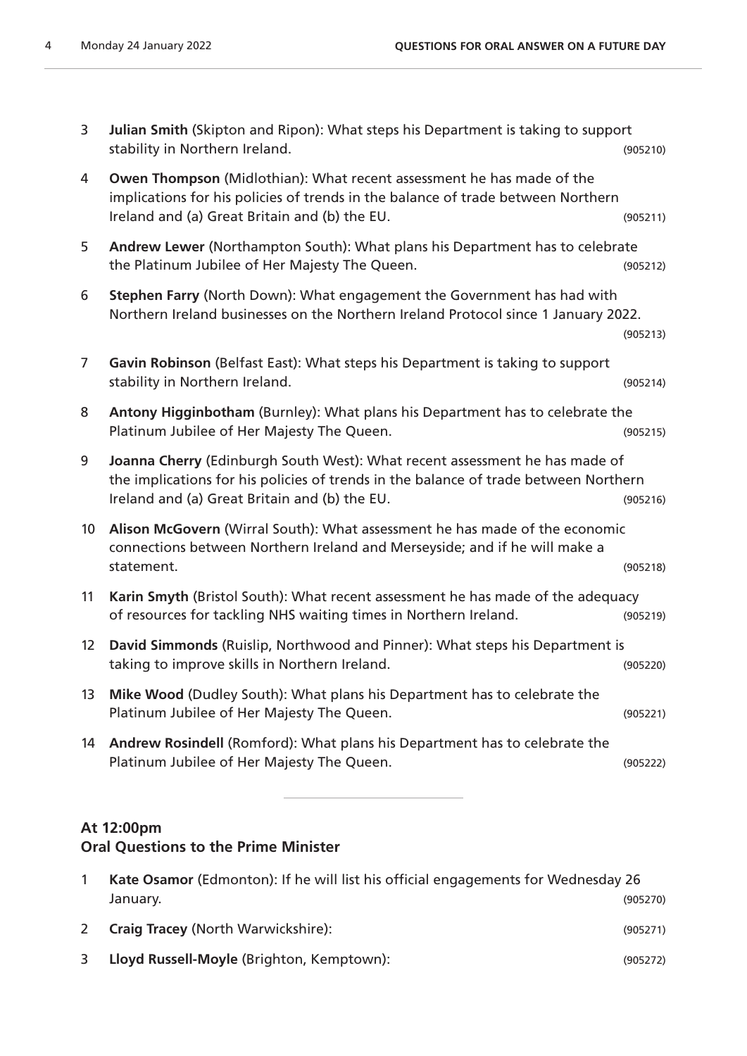3 **Julian Smith** (Skipton and Ripon): What steps his Department is taking to support stability in Northern Ireland. (905210)

4 **Owen Thompson** (Midlothian): What recent assessment he has made of the implications for his policies of trends in the balance of trade between Northern Ireland and (a) Great Britain and (b) the EU. (905211)

5 **Andrew Lewer** (Northampton South): What plans his Department has to celebrate the Platinum Jubilee of Her Majesty The Queen. (905212)

6 **Stephen Farry** (North Down): What engagement the Government has had with Northern Ireland businesses on the Northern Ireland Protocol since 1 January 2022. (905213)

7 **Gavin Robinson** (Belfast East): What steps his Department is taking to support stability in Northern Ireland. (905214)

8 **Antony Higginbotham** (Burnley): What plans his Department has to celebrate the Platinum Jubilee of Her Majesty The Queen. (905215)

9 **Joanna Cherry** (Edinburgh South West): What recent assessment he has made of the implications for his policies of trends in the balance of trade between Northern Ireland and (a) Great Britain and (b) the EU. (905216)

10 **Alison McGovern** (Wirral South): What assessment he has made of the economic connections between Northern Ireland and Merseyside; and if he will make a statement. (905218)

11 **Karin Smyth** (Bristol South): What recent assessment he has made of the adequacy of resources for tackling NHS waiting times in Northern Ireland. (905219)

12 **David Simmonds** (Ruislip, Northwood and Pinner): What steps his Department is taking to improve skills in Northern Ireland. (905220)

13 **Mike Wood** (Dudley South): What plans his Department has to celebrate the Platinum Jubilee of Her Majesty The Queen. (905221)

14 **Andrew Rosindell** (Romford): What plans his Department has to celebrate the Platinum Jubilee of Her Majesty The Queen. (905222)

---

### At 12:00pm
### Oral Questions to the Prime Minister

1 **Kate Osamor** (Edmonton): If he will list his official engagements for Wednesday 26 January. (905270)

2 **Craig Tracey** (North Warwickshire): (905271)

3 **Lloyd Russell-Moyle** (Brighton, Kemptown): (905272)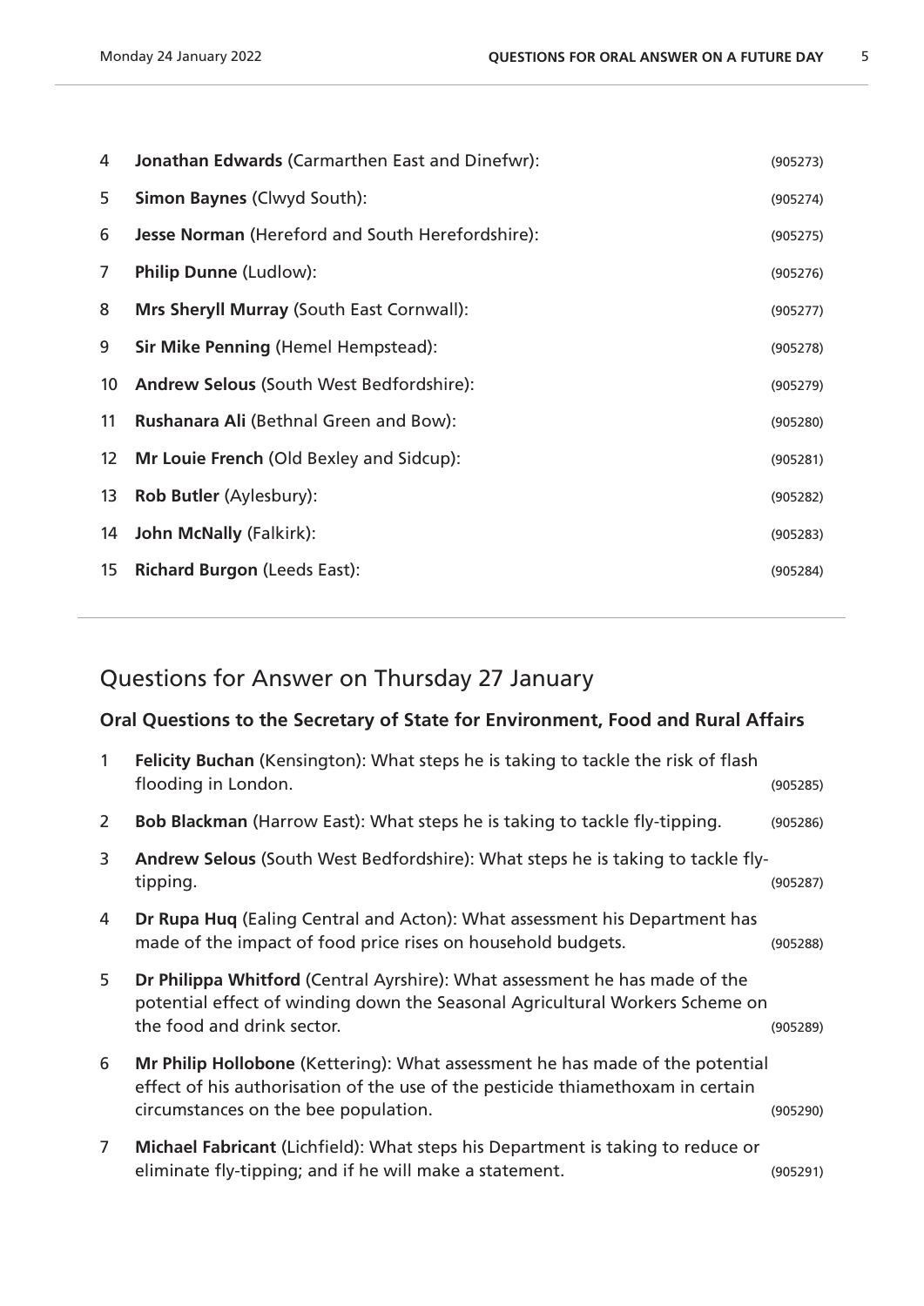4 **Jonathan Edwards** (Carmarthen East and Dinefwr): (905273)

5 **Simon Baynes** (Clwyd South): (905274)

6 **Jesse Norman** (Hereford and South Herefordshire): (905275)

7 **Philip Dunne** (Ludlow): (905276)

8 **Mrs Sheryll Murray** (South East Cornwall): (905277)

9 **Sir Mike Penning** (Hemel Hempstead): (905278)

10 **Andrew Selous** (South West Bedfordshire): (905279)

11 **Rushanara Ali** (Bethnal Green and Bow): (905280)

12 **Mr Louie French** (Old Bexley and Sidcup): (905281)

13 **Rob Butler** (Aylesbury): (905282)

14 **John McNally** (Falkirk): (905283)

15 **Richard Burgon** (Leeds East): (905284)

## Questions for Answer on Thursday 27 January

### Oral Questions to the Secretary of State for Environment, Food and Rural Affairs

1 **Felicity Buchan** (Kensington): What steps he is taking to tackle the risk of flash flooding in London. (905285)

2 **Bob Blackman** (Harrow East): What steps he is taking to tackle fly-tipping. (905286)

3 **Andrew Selous** (South West Bedfordshire): What steps he is taking to tackle fly-tipping. (905287)

4 **Dr Rupa Huq** (Ealing Central and Acton): What assessment his Department has made of the impact of food price rises on household budgets. (905288)

5 **Dr Philippa Whitford** (Central Ayrshire): What assessment he has made of the potential effect of winding down the Seasonal Agricultural Workers Scheme on the food and drink sector. (905289)

6 **Mr Philip Hollobone** (Kettering): What assessment he has made of the potential effect of his authorisation of the use of the pesticide thiamethoxam in certain circumstances on the bee population. (905290)

7 **Michael Fabricant** (Lichfield): What steps his Department is taking to reduce or eliminate fly-tipping; and if he will make a statement. (905291)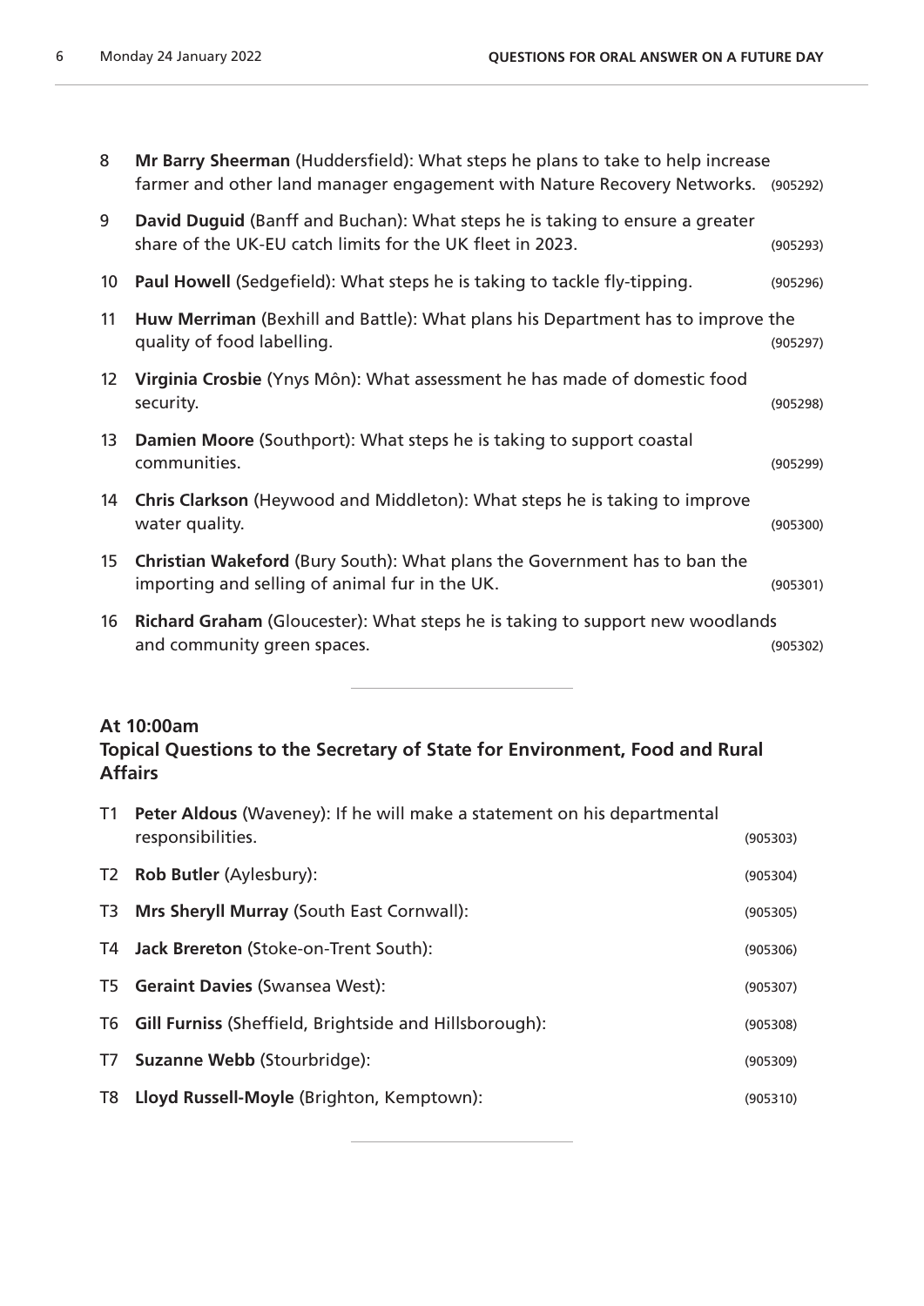8 **Mr Barry Sheerman** (Huddersfield): What steps he plans to take to help increase farmer and other land manager engagement with Nature Recovery Networks. (905292)

9 **David Duguid** (Banff and Buchan): What steps he is taking to ensure a greater share of the UK-EU catch limits for the UK fleet in 2023. (905293)

10 **Paul Howell** (Sedgefield): What steps he is taking to tackle fly-tipping. (905296)

11 **Huw Merriman** (Bexhill and Battle): What plans his Department has to improve the quality of food labelling. (905297)

12 **Virginia Crosbie** (Ynys Môn): What assessment he has made of domestic food security. (905298)

13 **Damien Moore** (Southport): What steps he is taking to support coastal communities. (905299)

14 **Chris Clarkson** (Heywood and Middleton): What steps he is taking to improve water quality. (905300)

15 **Christian Wakeford** (Bury South): What plans the Government has to ban the importing and selling of animal fur in the UK. (905301)

16 **Richard Graham** (Gloucester): What steps he is taking to support new woodlands and community green spaces. (905302)

---

**At 10:00am**

**Topical Questions to the Secretary of State for Environment, Food and Rural Affairs**

T1 **Peter Aldous** (Waveney): If he will make a statement on his departmental responsibilities. (905303)

T2 **Rob Butler** (Aylesbury): (905304)

T3 **Mrs Sheryll Murray** (South East Cornwall): (905305)

T4 **Jack Brereton** (Stoke-on-Trent South): (905306)

T5 **Geraint Davies** (Swansea West): (905307)

T6 **Gill Furniss** (Sheffield, Brightside and Hillsborough): (905308)

T7 **Suzanne Webb** (Stourbridge): (905309)

T8 **Lloyd Russell-Moyle** (Brighton, Kemptown): (905310)

---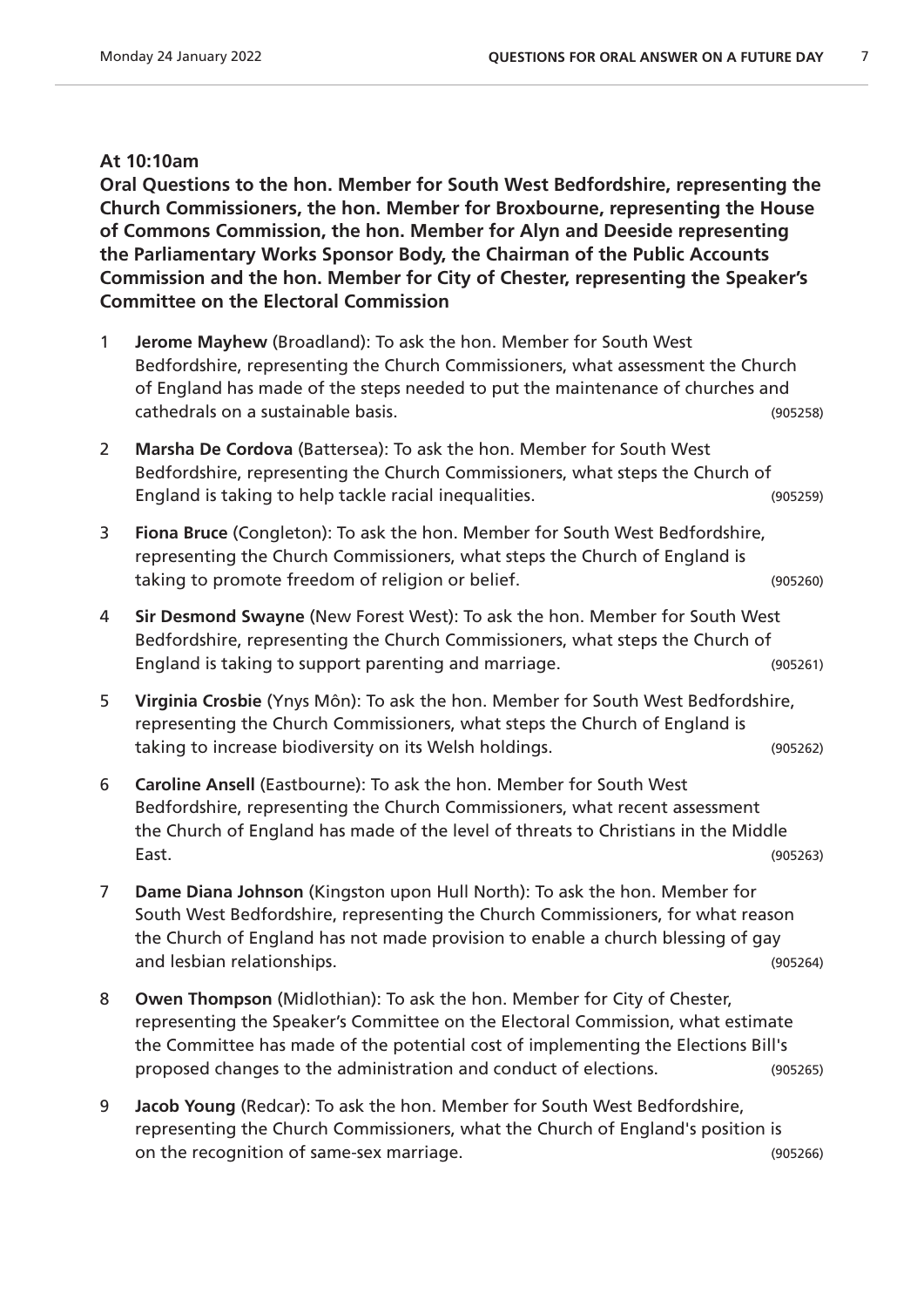**At 10:10am**

**Oral Questions to the hon. Member for South West Bedfordshire, representing the Church Commissioners, the hon. Member for Broxbourne, representing the House of Commons Commission, the hon. Member for Alyn and Deeside representing the Parliamentary Works Sponsor Body, the Chairman of the Public Accounts Commission and the hon. Member for City of Chester, representing the Speaker's Committee on the Electoral Commission**

1. **Jerome Mayhew** (Broadland): To ask the hon. Member for South West Bedfordshire, representing the Church Commissioners, what assessment the Church of England has made of the steps needed to put the maintenance of churches and cathedrals on a sustainable basis. (905258)

2. **Marsha De Cordova** (Battersea): To ask the hon. Member for South West Bedfordshire, representing the Church Commissioners, what steps the Church of England is taking to help tackle racial inequalities. (905259)

3. **Fiona Bruce** (Congleton): To ask the hon. Member for South West Bedfordshire, representing the Church Commissioners, what steps the Church of England is taking to promote freedom of religion or belief. (905260)

4. **Sir Desmond Swayne** (New Forest West): To ask the hon. Member for South West Bedfordshire, representing the Church Commissioners, what steps the Church of England is taking to support parenting and marriage. (905261)

5. **Virginia Crosbie** (Ynys Môn): To ask the hon. Member for South West Bedfordshire, representing the Church Commissioners, what steps the Church of England is taking to increase biodiversity on its Welsh holdings. (905262)

6. **Caroline Ansell** (Eastbourne): To ask the hon. Member for South West Bedfordshire, representing the Church Commissioners, what recent assessment the Church of England has made of the level of threats to Christians in the Middle East. (905263)

7. **Dame Diana Johnson** (Kingston upon Hull North): To ask the hon. Member for South West Bedfordshire, representing the Church Commissioners, for what reason the Church of England has not made provision to enable a church blessing of gay and lesbian relationships. (905264)

8. **Owen Thompson** (Midlothian): To ask the hon. Member for City of Chester, representing the Speaker's Committee on the Electoral Commission, what estimate the Committee has made of the potential cost of implementing the Elections Bill's proposed changes to the administration and conduct of elections. (905265)

9. **Jacob Young** (Redcar): To ask the hon. Member for South West Bedfordshire, representing the Church Commissioners, what the Church of England's position is on the recognition of same-sex marriage. (905266)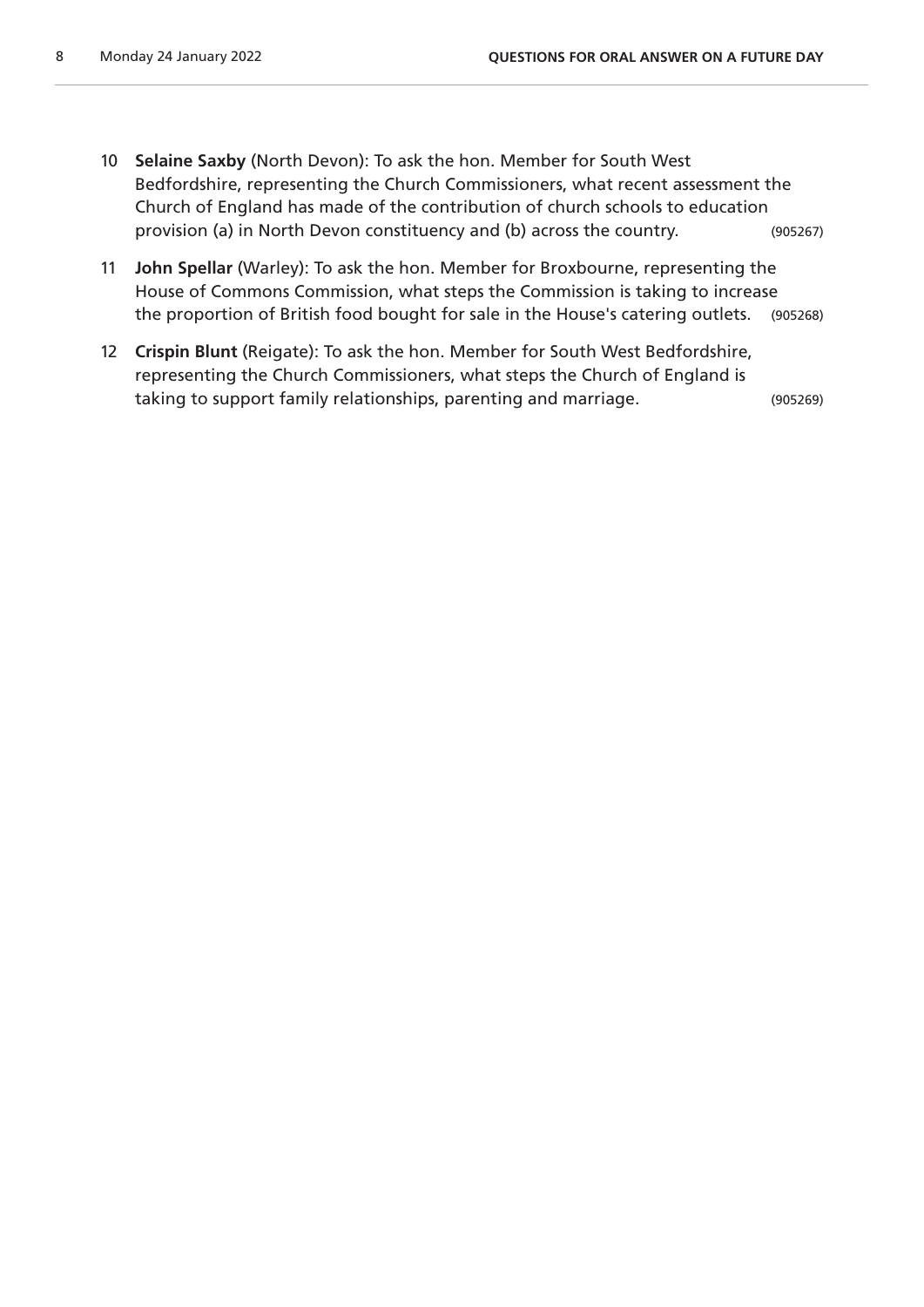10 **Selaine Saxby** (North Devon): To ask the hon. Member for South West Bedfordshire, representing the Church Commissioners, what recent assessment the Church of England has made of the contribution of church schools to education provision (a) in North Devon constituency and (b) across the country. (905267)

11 **John Spellar** (Warley): To ask the hon. Member for Broxbourne, representing the House of Commons Commission, what steps the Commission is taking to increase the proportion of British food bought for sale in the House's catering outlets. (905268)

12 **Crispin Blunt** (Reigate): To ask the hon. Member for South West Bedfordshire, representing the Church Commissioners, what steps the Church of England is taking to support family relationships, parenting and marriage. (905269)